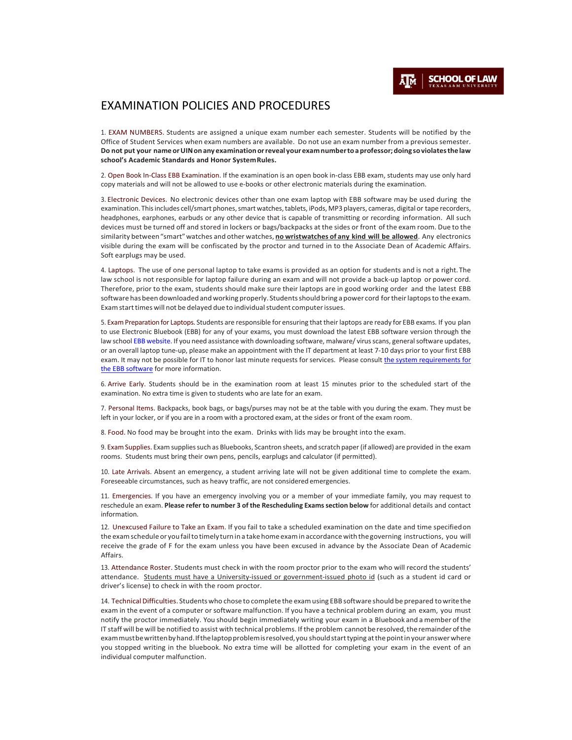# EXAMINATION POLICIES AND PROCEDURES

1. EXAM NUMBERS. Students are assigned a unique exam number each semester. Students will be notified by the Office of Student Services when exam numbers are available. Do not use an exam number from a previous semester. **Do not put your name or UIN on any examination or reveal your exam number to a professor; doing so violates the law school's Academic Standards and Honor System Rules.**

2. Open Book In-Class EBB Examination. If the examination is an open book in-class EBB exam, students may use only hard copy materials and will not be allowed to use e-books or other electronic materials during the examination.

3. Electronic Devices. No electronic devices other than one exam laptop with EBB software may be used during the examination. This includes cell/smart phones, smart watches, tablets, iPods, MP3 players, cameras, digital or tape recorders, headphones, earphones, earbuds or any other device that is capable of transmitting or recording information. All such devices must be turned off and stored in lockers or bags/backpacks at the sides or front of the exam room. Due to the similarity between "smart" watches and other watches, **no wristwatches of any kind will be allowed**. Any electronics visible during the exam will be confiscated by the proctor and turned in to the Associate Dean of Academic Affairs. Soft earplugs may be used.

4. Laptops. The use of one personal laptop to take exams is provided as an option for students and is not a right. The law school is not responsible for laptop failure during an exam and will not provide a back-up laptop or power cord. Therefore, prior to the exam, students should make sure their laptops are in good working order and the latest EBB software has been downloaded and working properly. Students should bring a power cord for their laptops to the exam. Exam start times will not be delayed due to individual student computer issues.

5. Exam Preparation for Laptops. Students are responsible for ensuring that their laptops are ready for EBB exams. If you plan to use Electronic Bluebook (EBB) for any of your exams, you must download the latest EBB software version through the law school EBB website. If you need assistance with downloading software, malware/ virus scans, general software updates, or an overall laptop tune-up, please make an appointment with the IT department at least 7-10 days prior to your first EBB exam. It may not be possible for IT to honor last minute requests for services. Please consult the system requirements for the EBB software for more information.

6. Arrive Early. Students should be in the examination room at least 15 minutes prior to the scheduled start of the examination. No extra time is given to students who are late for an exam.

7. Personal Items. Backpacks, book bags, or bags/purses may not be at the table with you during the exam. They must be left in your locker, or if you are in a room with a proctored exam, at the sides or front of the exam room.

8. Food. No food may be brought into the exam. Drinks with lids may be brought into the exam.

9. Exam Supplies. Exam supplies such as Bluebooks, Scantron sheets, and scratch paper (if allowed) are provided in the exam rooms. Students must bring their own pens, pencils, earplugs and calculator (if permitted).

10. Late Arrivals. Absent an emergency, a student arriving late will not be given additional time to complete the exam. Foreseeable circumstances, such as heavy traffic, are not considered emergencies.

11. Emergencies. If you have an emergency involving you or a member of your immediate family, you may request to reschedule an exam. **Please refer to number 3 of the Rescheduling Exams section below** for additional details and contact information.

12. Unexcused Failure to Take an Exam. If you fail to take a scheduled examination on the date and time specified on the exam schedule or you fail to timely turn in a take home exam in accordance with the governing instructions, you will receive the grade of F for the exam unless you have been excused in advance by the Associate Dean of Academic Affairs.

13. Attendance Roster. Students must check in with the room proctor prior to the exam who will record the students' attendance. Students must have a University-issued or government-issued photo id (such as a student id card or driver's license) to check in with the room proctor.

14. Technical Difficulties. Students who chose to complete the exam using EBB software should be prepared to write the exam in the event of a computer or software malfunction. If you have a technical problem during an exam, you must notify the proctor immediately. You should begin immediately writing your exam in a Bluebook and a member of the IT staff will be will be notified to assist with technical problems. If the problem cannot be resolved, the remainder of the exam must be written by hand. If the laptop problem is resolved, you should start typing at the point in your answer where you stopped writing in the bluebook. No extra time will be allotted for completing your exam in the event of an individual computer malfunction.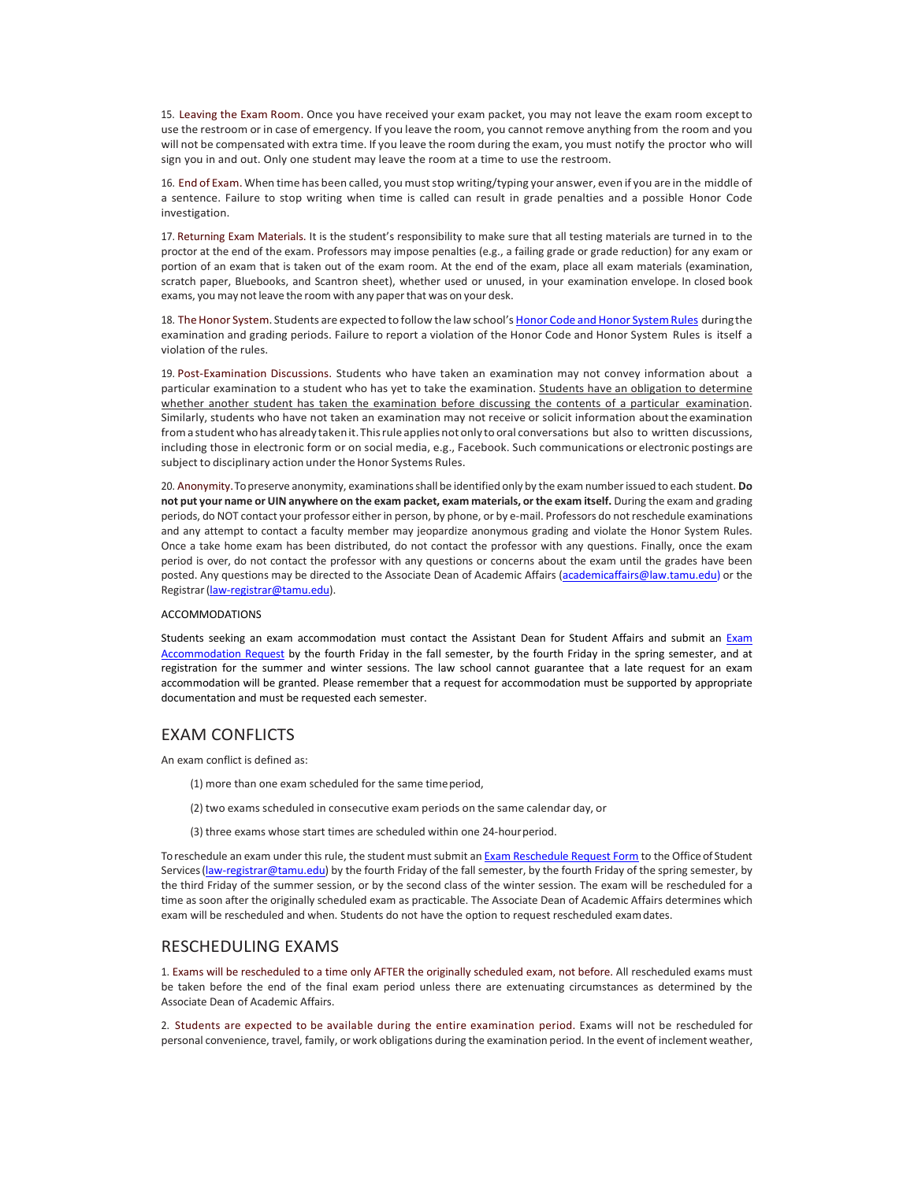15. Leaving the Exam Room. Once you have received your exam packet, you may not leave the exam room except to use the restroom or in case of emergency. If you leave the room, you cannot remove anything from the room and you will not be compensated with extra time. If you leave the room during the exam, you must notify the proctor who will sign you in and out. Only one student may leave the room at a time to use the restroom.

16. End of Exam. When time has been called, you must stop writing/typing your answer, even if you are in the middle of a sentence. Failure to stop writing when time is called can result in grade penalties and a possible Honor Code investigation.

17. Returning Exam Materials. It is the student's responsibility to make sure that all testing materials are turned in to the proctor at the end of the exam. Professors may impose penalties (e.g., a failing grade or grade reduction) for any exam or portion of an exam that is taken out of the exam room. At the end of the exam, place all exam materials (examination, scratch paper, Bluebooks, and Scantron sheet), whether used or unused, in your examination envelope. In closed book exams, you may not leave the room with any paper that was on your desk.

18. The Honor System. Students are expected to follow the law school's Honor Code and Honor System Rules during the examination and grading periods. Failure to report a violation of the Honor Code and Honor System Rules is itself a violation of the rules.

19. Post-Examination Discussions. Students who have taken an examination may not convey information about a particular examination to a student who has yet to take the examination. Students have an obligation to determine whether another student has taken the examination before discussing the contents of a particular examination. Similarly, students who have not taken an examination may not receive or solicit information about the examination from a student who has already taken it. This rule applies not only to oral conversations but also to written discussions, including those in electronic form or on social media, e.g., Facebook. Such communications or electronic postings are subject to disciplinary action under the Honor Systems Rules.

20. Anonymity. To preserve anonymity, examinations shall be identified only by the exam number issued to each student. **Do not put your name or UIN anywhere on the exam packet, exam materials, or the exam itself.** During the exam and grading periods, do NOT contact your professor either in person, by phone, or by e-mail. Professors do not reschedule examinations and any attempt to contact a faculty member may jeopardize anonymous grading and violate the Honor System Rules. Once a take home exam has been distributed, do not contact the professor with any questions. Finally, once the exam period is over, do not contact the professor with any questions or concerns about the exam until the grades have been posted. Any questions may be directed to the Associate Dean of Academic Affairs (academicaffairs@law.tamu.edu) or the Registrar (law-registrar@tamu.edu).

ACCOMMODATIONS

Students seeking an exam accommodation must contact the Assistant Dean for Student Affairs and submit an Exam Accommodation Request by the fourth Friday in the fall semester, by the fourth Friday in the spring semester, and at registration for the summer and winter sessions. The law school cannot guarantee that a late request for an exam accommodation will be granted. Please remember that a request for accommodation must be supported by appropriate documentation and must be requested each semester.

## EXAM CONFLICTS

An exam conflict is defined as:

(1) more than one exam scheduled for the same time period,

(2) two exams scheduled in consecutive exam periods on the same calendar day, or

(3) three exams whose start times are scheduled within one 24-hour period.

To reschedule an exam under this rule, the student must submit an Exam Reschedule Request Form to the Office of Student Services (law-registrar@tamu.edu) by the fourth Friday of the fall semester, by the fourth Friday of the spring semester, by the third Friday of the summer session, or by the second class of the winter session. The exam will be rescheduled for a time as soon after the originally scheduled exam as practicable. The Associate Dean of Academic Affairs determines which exam will be rescheduled and when. Students do not have the option to request rescheduled exam dates.

## RESCHEDULING EXAMS

1. Exams will be rescheduled to a time only AFTER the originally scheduled exam, not before. All rescheduled exams must be taken before the end of the final exam period unless there are extenuating circumstances as determined by the Associate Dean of Academic Affairs.

2. Students are expected to be available during the entire examination period. Exams will not be rescheduled for personal convenience, travel, family, or work obligations during the examination period. In the event of inclement weather,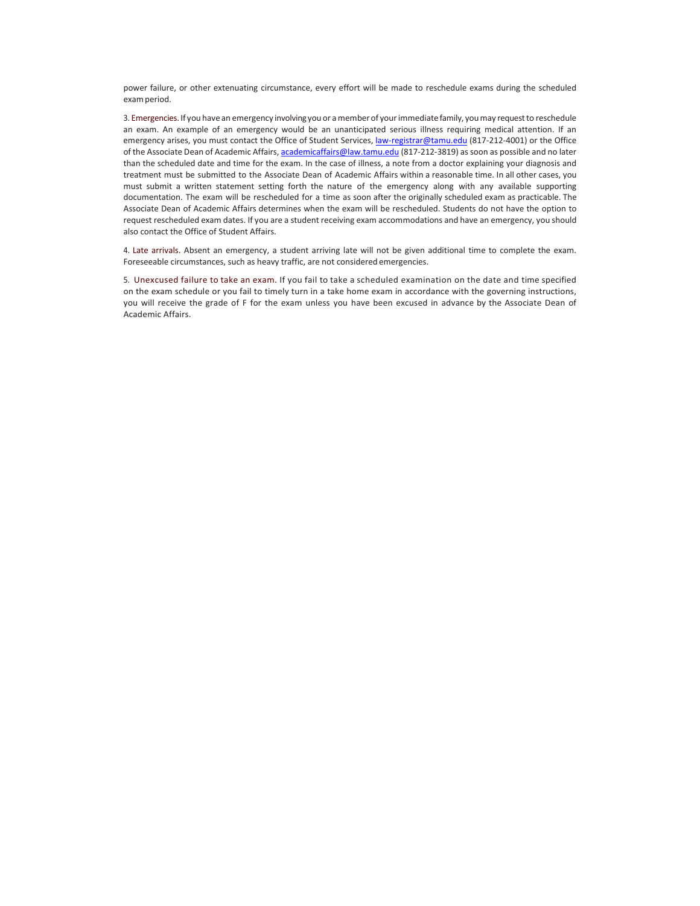power failure, or other extenuating circumstance, every effort will be made to reschedule exams during the scheduled exam period.

3. Emergencies. If you have an emergency involving you or a member of your immediate family, you may request to reschedule an exam. An example of an emergency would be an unanticipated serious illness requiring medical attention. If an emergency arises, you must contact the Office of Student Services, law-registrar@tamu.edu (817-212-4001) or the Office of the Associate Dean of Academic Affairs, academicaffairs@law.tamu.edu (817-212-3819) as soon as possible and no later than the scheduled date and time for the exam. In the case of illness, a note from a doctor explaining your diagnosis and treatment must be submitted to the Associate Dean of Academic Affairs within a reasonable time. In all other cases, you must submit a written statement setting forth the nature of the emergency along with any available supporting documentation. The exam will be rescheduled for a time as soon after the originally scheduled exam as practicable. The Associate Dean of Academic Affairs determines when the exam will be rescheduled. Students do not have the option to request rescheduled exam dates. If you are a student receiving exam accommodations and have an emergency, you should also contact the Office of Student Affairs.

4. Late arrivals. Absent an emergency, a student arriving late will not be given additional time to complete the exam. Foreseeable circumstances, such as heavy traffic, are not considered emergencies.

5. Unexcused failure to take an exam. If you fail to take a scheduled examination on the date and time specified on the exam schedule or you fail to timely turn in a take home exam in accordance with the governing instructions, you will receive the grade of F for the exam unless you have been excused in advance by the Associate Dean of Academic Affairs.